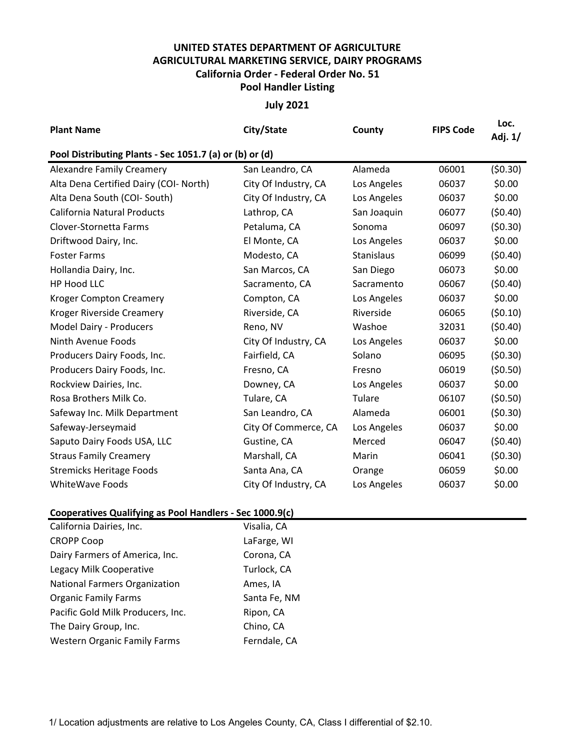# UNITED STATES DEPARTMENT OF AGRICULTURE
# AGRICULTURAL MARKETING SERVICE, DAIRY PROGRAMS
## California Order - Federal Order No. 51
## Pool Handler Listing

### July 2021

| Plant Name | City/State | County | FIPS Code | Loc. Adj. 1/ |
|---|---|---|---|---|
| **Pool Distributing Plants - Sec 1051.7 (a) or (b) or (d)** | | | | |
| Alexandre Family Creamery | San Leandro, CA | Alameda | 06001 | ($0.30) |
| Alta Dena Certified Dairy (COI- North) | City Of Industry, CA | Los Angeles | 06037 | $0.00 |
| Alta Dena South (COI- South) | City Of Industry, CA | Los Angeles | 06037 | $0.00 |
| California Natural Products | Lathrop, CA | San Joaquin | 06077 | ($0.40) |
| Clover-Stornetta Farms | Petaluma, CA | Sonoma | 06097 | ($0.30) |
| Driftwood Dairy, Inc. | El Monte, CA | Los Angeles | 06037 | $0.00 |
| Foster Farms | Modesto, CA | Stanislaus | 06099 | ($0.40) |
| Hollandia Dairy, Inc. | San Marcos, CA | San Diego | 06073 | $0.00 |
| HP Hood LLC | Sacramento, CA | Sacramento | 06067 | ($0.40) |
| Kroger Compton Creamery | Compton, CA | Los Angeles | 06037 | $0.00 |
| Kroger Riverside Creamery | Riverside, CA | Riverside | 06065 | ($0.10) |
| Model Dairy - Producers | Reno, NV | Washoe | 32031 | ($0.40) |
| Ninth Avenue Foods | City Of Industry, CA | Los Angeles | 06037 | $0.00 |
| Producers Dairy Foods, Inc. | Fairfield, CA | Solano | 06095 | ($0.30) |
| Producers Dairy Foods, Inc. | Fresno, CA | Fresno | 06019 | ($0.50) |
| Rockview Dairies, Inc. | Downey, CA | Los Angeles | 06037 | $0.00 |
| Rosa Brothers Milk Co. | Tulare, CA | Tulare | 06107 | ($0.50) |
| Safeway Inc. Milk Department | San Leandro, CA | Alameda | 06001 | ($0.30) |
| Safeway-Jerseymaid | City Of Commerce, CA | Los Angeles | 06037 | $0.00 |
| Saputo Dairy Foods USA, LLC | Gustine, CA | Merced | 06047 | ($0.40) |
| Straus Family Creamery | Marshall, CA | Marin | 06041 | ($0.30) |
| Stremicks Heritage Foods | Santa Ana, CA | Orange | 06059 | $0.00 |
| WhiteWave Foods | City Of Industry, CA | Los Angeles | 06037 | $0.00 |

| Cooperatives Qualifying as Pool Handlers - Sec 1000.9(c) | |
|---|---|
| California Dairies, Inc. | Visalia, CA |
| CROPP Coop | LaFarge, WI |
| Dairy Farmers of America, Inc. | Corona, CA |
| Legacy Milk Cooperative | Turlock, CA |
| National Farmers Organization | Ames, IA |
| Organic Family Farms | Santa Fe, NM |
| Pacific Gold Milk Producers, Inc. | Ripon, CA |
| The Dairy Group, Inc. | Chino, CA |
| Western Organic Family Farms | Ferndale, CA |

1/ Location adjustments are relative to Los Angeles County, CA, Class I differential of $2.10.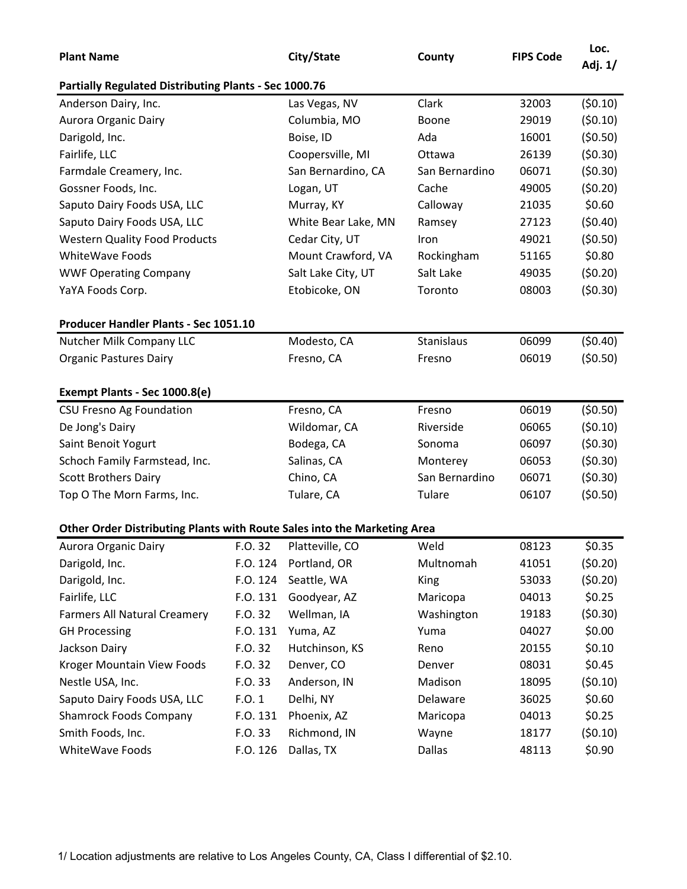| Plant Name | | City/State | County | FIPS Code | Loc. Adj. 1/ |
|---|---|---|---|---|---|
| **Partially Regulated Distributing Plants - Sec 1000.76** | | | | | |
| Anderson Dairy, Inc. | | Las Vegas, NV | Clark | 32003 | ($0.10) |
| Aurora Organic Dairy | | Columbia, MO | Boone | 29019 | ($0.10) |
| Darigold, Inc. | | Boise, ID | Ada | 16001 | ($0.50) |
| Fairlife, LLC | | Coopersville, MI | Ottawa | 26139 | ($0.30) |
| Farmdale Creamery, Inc. | | San Bernardino, CA | San Bernardino | 06071 | ($0.30) |
| Gossner Foods, Inc. | | Logan, UT | Cache | 49005 | ($0.20) |
| Saputo Dairy Foods USA, LLC | | Murray, KY | Calloway | 21035 | $0.60 |
| Saputo Dairy Foods USA, LLC | | White Bear Lake, MN | Ramsey | 27123 | ($0.40) |
| Western Quality Food Products | | Cedar City, UT | Iron | 49021 | ($0.50) |
| WhiteWave Foods | | Mount Crawford, VA | Rockingham | 51165 | $0.80 |
| WWF Operating Company | | Salt Lake City, UT | Salt Lake | 49035 | ($0.20) |
| YaYA Foods Corp. | | Etobicoke, ON | Toronto | 08003 | ($0.30) |
| **Producer Handler Plants - Sec 1051.10** | | | | | |
| Nutcher Milk Company LLC | | Modesto, CA | Stanislaus | 06099 | ($0.40) |
| Organic Pastures Dairy | | Fresno, CA | Fresno | 06019 | ($0.50) |
| **Exempt Plants - Sec 1000.8(e)** | | | | | |
| CSU Fresno Ag Foundation | | Fresno, CA | Fresno | 06019 | ($0.50) |
| De Jong's Dairy | | Wildomar, CA | Riverside | 06065 | ($0.10) |
| Saint Benoit Yogurt | | Bodega, CA | Sonoma | 06097 | ($0.30) |
| Schoch Family Farmstead, Inc. | | Salinas, CA | Monterey | 06053 | ($0.30) |
| Scott Brothers Dairy | | Chino, CA | San Bernardino | 06071 | ($0.30) |
| Top O The Morn Farms, Inc. | | Tulare, CA | Tulare | 06107 | ($0.50) |
| **Other Order Distributing Plants with Route Sales into the Marketing Area** | | | | | |
| Aurora Organic Dairy | F.O. 32 | Platteville, CO | Weld | 08123 | $0.35 |
| Darigold, Inc. | F.O. 124 | Portland, OR | Multnomah | 41051 | ($0.20) |
| Darigold, Inc. | F.O. 124 | Seattle, WA | King | 53033 | ($0.20) |
| Fairlife, LLC | F.O. 131 | Goodyear, AZ | Maricopa | 04013 | $0.25 |
| Farmers All Natural Creamery | F.O. 32 | Wellman, IA | Washington | 19183 | ($0.30) |
| GH Processing | F.O. 131 | Yuma, AZ | Yuma | 04027 | $0.00 |
| Jackson Dairy | F.O. 32 | Hutchinson, KS | Reno | 20155 | $0.10 |
| Kroger Mountain View Foods | F.O. 32 | Denver, CO | Denver | 08031 | $0.45 |
| Nestle USA, Inc. | F.O. 33 | Anderson, IN | Madison | 18095 | ($0.10) |
| Saputo Dairy Foods USA, LLC | F.O. 1 | Delhi, NY | Delaware | 36025 | $0.60 |
| Shamrock Foods Company | F.O. 131 | Phoenix, AZ | Maricopa | 04013 | $0.25 |
| Smith Foods, Inc. | F.O. 33 | Richmond, IN | Wayne | 18177 | ($0.10) |
| WhiteWave Foods | F.O. 126 | Dallas, TX | Dallas | 48113 | $0.90 |

1/ Location adjustments are relative to Los Angeles County, CA, Class I differential of $2.10.